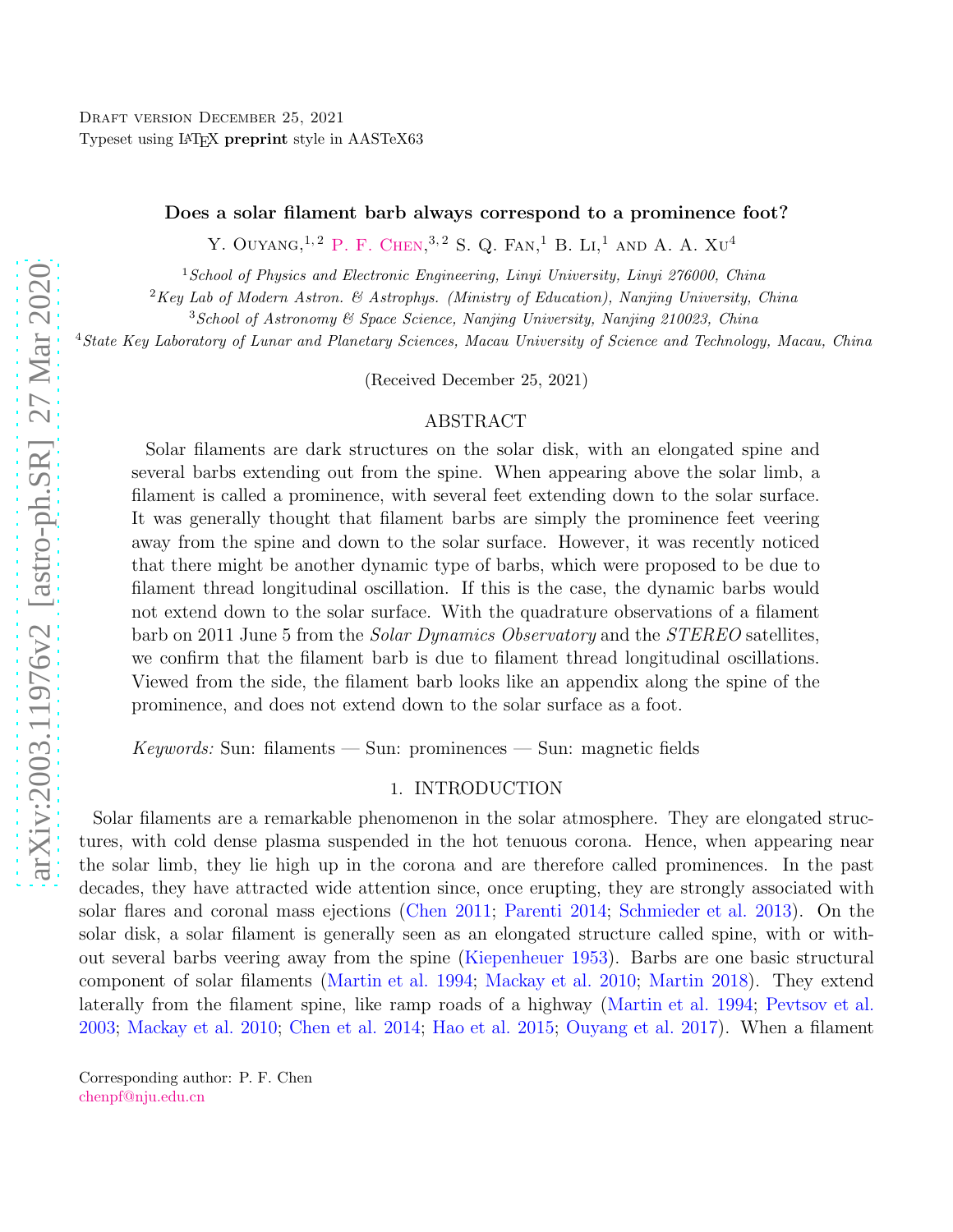Draft version December 25, 2021

Typeset using LaTeX **preprint** style in AASTeX63

# Does a solar filament barb always correspond to a prominence foot?

Y. Ouyang,[1,2] P. F. Chen,[3,2] S. Q. Fan,[1] B. Li,[1] and A. A. Xu[4]

[1] *School of Physics and Electronic Engineering, Linyi University, Linyi 276000, China*

[2] *Key Lab of Modern Astron. & Astrophys. (Ministry of Education), Nanjing University, China*

[3] *School of Astronomy & Space Science, Nanjing University, Nanjing 210023, China*

[4] *State Key Laboratory of Lunar and Planetary Sciences, Macau University of Science and Technology, Macau, China*

(Received December 25, 2021)

## ABSTRACT

Solar filaments are dark structures on the solar disk, with an elongated spine and several barbs extending out from the spine. When appearing above the solar limb, a filament is called a prominence, with several feet extending down to the solar surface. It was generally thought that filament barbs are simply the prominence feet veering away from the spine and down to the solar surface. However, it was recently noticed that there might be another dynamic type of barbs, which were proposed to be due to filament thread longitudinal oscillation. If this is the case, the dynamic barbs would not extend down to the solar surface. With the quadrature observations of a filament barb on 2011 June 5 from the *Solar Dynamics Observatory* and the *STEREO* satellites, we confirm that the filament barb is due to filament thread longitudinal oscillations. Viewed from the side, the filament barb looks like an appendix along the spine of the prominence, and does not extend down to the solar surface as a foot.

*Keywords:* Sun: filaments — Sun: prominences — Sun: magnetic fields

## 1. INTRODUCTION

Solar filaments are a remarkable phenomenon in the solar atmosphere. They are elongated structures, with cold dense plasma suspended in the hot tenuous corona. Hence, when appearing near the solar limb, they lie high up in the corona and are therefore called prominences. In the past decades, they have attracted wide attention since, once erupting, they are strongly associated with solar flares and coronal mass ejections (Chen 2011; Parenti 2014; Schmieder et al. 2013). On the solar disk, a solar filament is generally seen as an elongated structure called spine, with or without several barbs veering away from the spine (Kiepenheuer 1953). Barbs are one basic structural component of solar filaments (Martin et al. 1994; Mackay et al. 2010; Martin 2018). They extend laterally from the filament spine, like ramp roads of a highway (Martin et al. 1994; Pevtsov et al. 2003; Mackay et al. 2010; Chen et al. 2014; Hao et al. 2015; Ouyang et al. 2017). When a filament

Corresponding author: P. F. Chen
chenpf@nju.edu.cn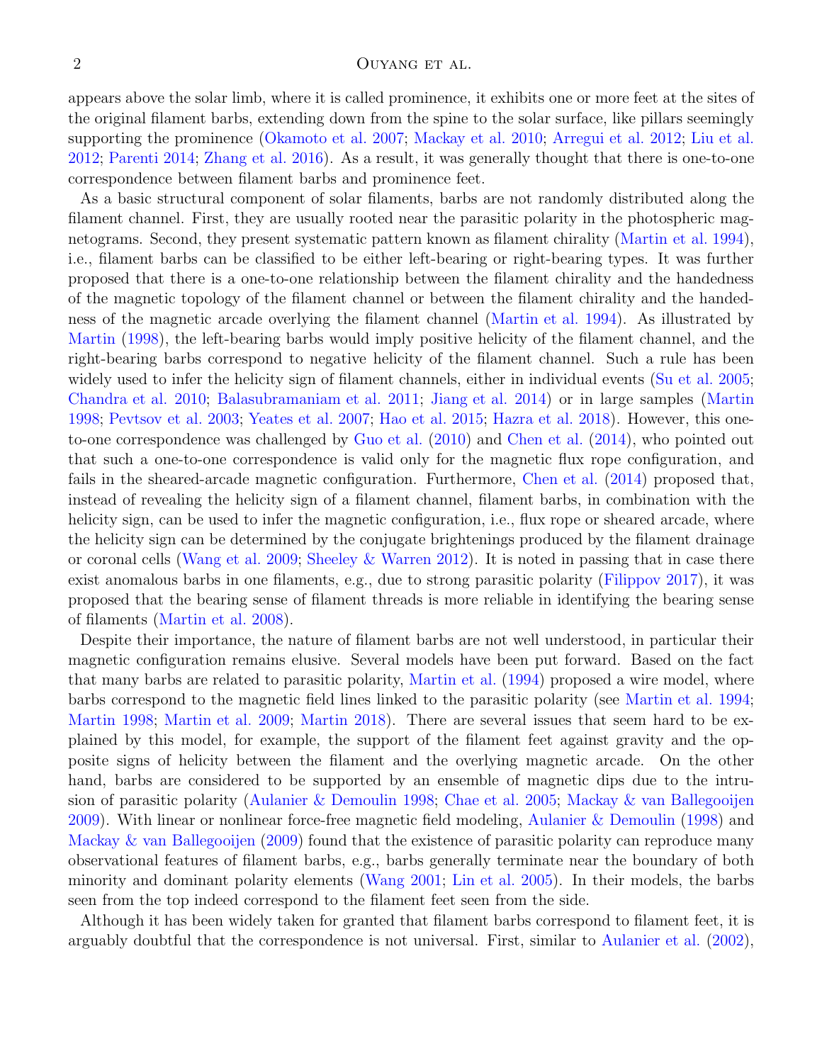appears above the solar limb, where it is called prominence, it exhibits one or more feet at the sites of the original filament barbs, extending down from the spine to the solar surface, like pillars seemingly supporting the prominence (Okamoto et al. 2007; Mackay et al. 2010; Arregui et al. 2012; Liu et al. 2012; Parenti 2014; Zhang et al. 2016). As a result, it was generally thought that there is one-to-one correspondence between filament barbs and prominence feet.

As a basic structural component of solar filaments, barbs are not randomly distributed along the filament channel. First, they are usually rooted near the parasitic polarity in the photospheric magnetograms. Second, they present systematic pattern known as filament chirality (Martin et al. 1994), i.e., filament barbs can be classified to be either left-bearing or right-bearing types. It was further proposed that there is a one-to-one relationship between the filament chirality and the handedness of the magnetic topology of the filament channel or between the filament chirality and the handedness of the magnetic arcade overlying the filament channel (Martin et al. 1994). As illustrated by Martin (1998), the left-bearing barbs would imply positive helicity of the filament channel, and the right-bearing barbs correspond to negative helicity of the filament channel. Such a rule has been widely used to infer the helicity sign of filament channels, either in individual events (Su et al. 2005; Chandra et al. 2010; Balasubramaniam et al. 2011; Jiang et al. 2014) or in large samples (Martin 1998; Pevtsov et al. 2003; Yeates et al. 2007; Hao et al. 2015; Hazra et al. 2018). However, this one-to-one correspondence was challenged by Guo et al. (2010) and Chen et al. (2014), who pointed out that such a one-to-one correspondence is valid only for the magnetic flux rope configuration, and fails in the sheared-arcade magnetic configuration. Furthermore, Chen et al. (2014) proposed that, instead of revealing the helicity sign of a filament channel, filament barbs, in combination with the helicity sign, can be used to infer the magnetic configuration, i.e., flux rope or sheared arcade, where the helicity sign can be determined by the conjugate brightenings produced by the filament drainage or coronal cells (Wang et al. 2009; Sheeley & Warren 2012). It is noted in passing that in case there exist anomalous barbs in one filaments, e.g., due to strong parasitic polarity (Filippov 2017), it was proposed that the bearing sense of filament threads is more reliable in identifying the bearing sense of filaments (Martin et al. 2008).

Despite their importance, the nature of filament barbs are not well understood, in particular their magnetic configuration remains elusive. Several models have been put forward. Based on the fact that many barbs are related to parasitic polarity, Martin et al. (1994) proposed a wire model, where barbs correspond to the magnetic field lines linked to the parasitic polarity (see Martin et al. 1994; Martin 1998; Martin et al. 2009; Martin 2018). There are several issues that seem hard to be explained by this model, for example, the support of the filament feet against gravity and the opposite signs of helicity between the filament and the overlying magnetic arcade. On the other hand, barbs are considered to be supported by an ensemble of magnetic dips due to the intrusion of parasitic polarity (Aulanier & Demoulin 1998; Chae et al. 2005; Mackay & van Ballegooijen 2009). With linear or nonlinear force-free magnetic field modeling, Aulanier & Demoulin (1998) and Mackay & van Ballegooijen (2009) found that the existence of parasitic polarity can reproduce many observational features of filament barbs, e.g., barbs generally terminate near the boundary of both minority and dominant polarity elements (Wang 2001; Lin et al. 2005). In their models, the barbs seen from the top indeed correspond to the filament feet seen from the side.

Although it has been widely taken for granted that filament barbs correspond to filament feet, it is arguably doubtful that the correspondence is not universal. First, similar to Aulanier et al. (2002),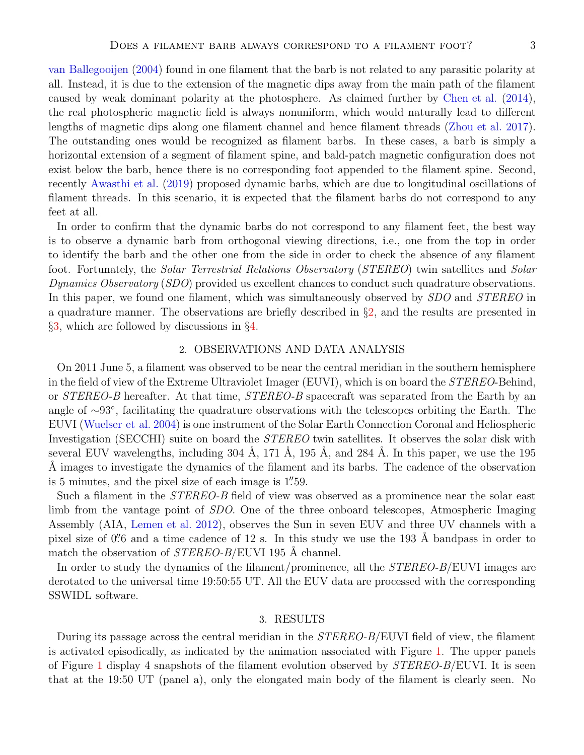van Ballegooijen (2004) found in one filament that the barb is not related to any parasitic polarity at all. Instead, it is due to the extension of the magnetic dips away from the main path of the filament caused by weak dominant polarity at the photosphere. As claimed further by Chen et al. (2014), the real photospheric magnetic field is always nonuniform, which would naturally lead to different lengths of magnetic dips along one filament channel and hence filament threads (Zhou et al. 2017). The outstanding ones would be recognized as filament barbs. In these cases, a barb is simply a horizontal extension of a segment of filament spine, and bald-patch magnetic configuration does not exist below the barb, hence there is no corresponding foot appended to the filament spine. Second, recently Awasthi et al. (2019) proposed dynamic barbs, which are due to longitudinal oscillations of filament threads. In this scenario, it is expected that the filament barbs do not correspond to any feet at all.

In order to confirm that the dynamic barbs do not correspond to any filament feet, the best way is to observe a dynamic barb from orthogonal viewing directions, i.e., one from the top in order to identify the barb and the other one from the side in order to check the absence of any filament foot. Fortunately, the *Solar Terrestrial Relations Observatory* (*STEREO*) twin satellites and *Solar Dynamics Observatory* (*SDO*) provided us excellent chances to conduct such quadrature observations. In this paper, we found one filament, which was simultaneously observed by *SDO* and *STEREO* in a quadrature manner. The observations are briefly described in §2, and the results are presented in §3, which are followed by discussions in §4.

## 2. OBSERVATIONS AND DATA ANALYSIS

On 2011 June 5, a filament was observed to be near the central meridian in the southern hemisphere in the field of view of the Extreme Ultraviolet Imager (EUVI), which is on board the *STEREO*-Behind, or *STEREO-B* hereafter. At that time, *STEREO-B* spacecraft was separated from the Earth by an angle of $\sim 93^\circ$, facilitating the quadrature observations with the telescopes orbiting the Earth. The EUVI (Wuelser et al. 2004) is one instrument of the Solar Earth Connection Coronal and Heliospheric Investigation (SECCHI) suite on board the *STEREO* twin satellites. It observes the solar disk with several EUV wavelengths, including 304 Å, 171 Å, 195 Å, and 284 Å. In this paper, we use the 195 Å images to investigate the dynamics of the filament and its barbs. The cadence of the observation is 5 minutes, and the pixel size of each image is $1\farcs59$.

Such a filament in the *STEREO-B* field of view was observed as a prominence near the solar east limb from the vantage point of *SDO*. One of the three onboard telescopes, Atmospheric Imaging Assembly (AIA, Lemen et al. 2012), observes the Sun in seven EUV and three UV channels with a pixel size of $0\farcs6$ and a time cadence of 12 s. In this study we use the 193 Å bandpass in order to match the observation of *STEREO-B*/EUVI 195 Å channel.

In order to study the dynamics of the filament/prominence, all the *STEREO-B*/EUVI images are derotated to the universal time 19:50:55 UT. All the EUV data are processed with the corresponding SSWIDL software.

## 3. RESULTS

During its passage across the central meridian in the *STEREO-B*/EUVI field of view, the filament is activated episodically, as indicated by the animation associated with Figure 1. The upper panels of Figure 1 display 4 snapshots of the filament evolution observed by *STEREO-B*/EUVI. It is seen that at the 19:50 UT (panel a), only the elongated main body of the filament is clearly seen. No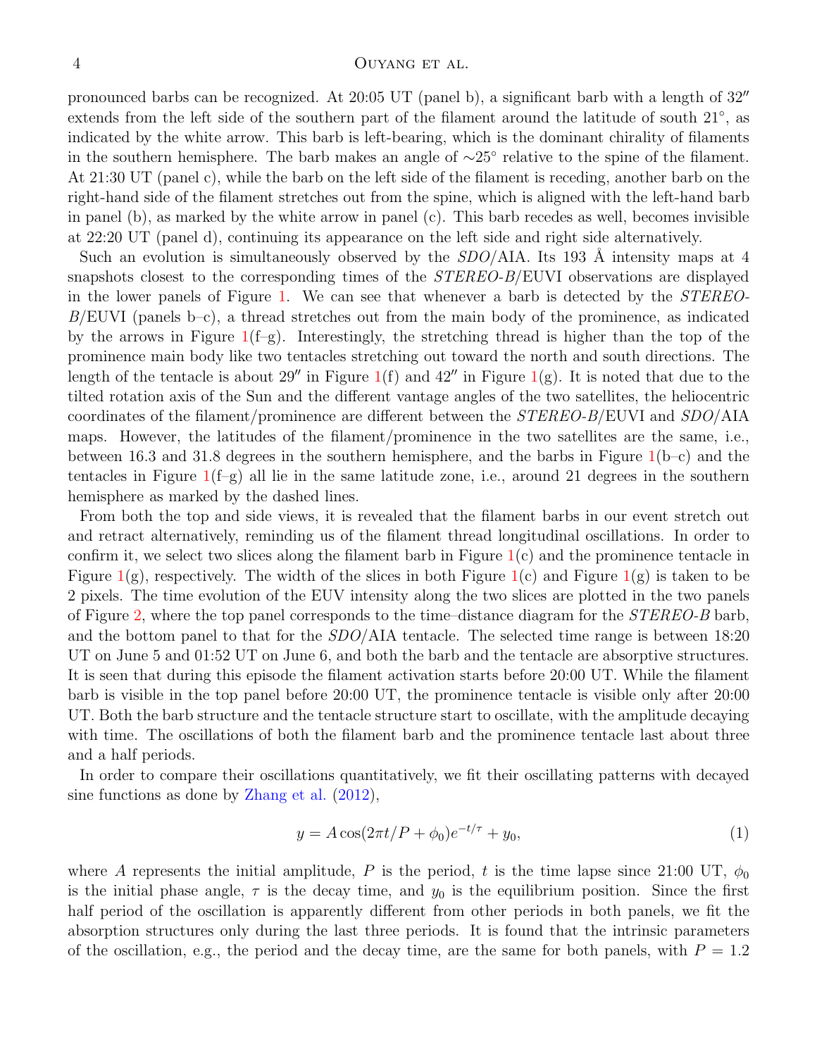pronounced barbs can be recognized. At 20:05 UT (panel b), a significant barb with a length of 32″ extends from the left side of the southern part of the filament around the latitude of south 21°, as indicated by the white arrow. This barb is left-bearing, which is the dominant chirality of filaments in the southern hemisphere. The barb makes an angle of ∼25° relative to the spine of the filament. At 21:30 UT (panel c), while the barb on the left side of the filament is receding, another barb on the right-hand side of the filament stretches out from the spine, which is aligned with the left-hand barb in panel (b), as marked by the white arrow in panel (c). This barb recedes as well, becomes invisible at 22:20 UT (panel d), continuing its appearance on the left side and right side alternatively.

Such an evolution is simultaneously observed by the *SDO*/AIA. Its 193 Å intensity maps at 4 snapshots closest to the corresponding times of the *STEREO-B*/EUVI observations are displayed in the lower panels of Figure 1. We can see that whenever a barb is detected by the *STEREO-B*/EUVI (panels b–c), a thread stretches out from the main body of the prominence, as indicated by the arrows in Figure 1(f–g). Interestingly, the stretching thread is higher than the top of the prominence main body like two tentacles stretching out toward the north and south directions. The length of the tentacle is about 29″ in Figure 1(f) and 42″ in Figure 1(g). It is noted that due to the tilted rotation axis of the Sun and the different vantage angles of the two satellites, the heliocentric coordinates of the filament/prominence are different between the *STEREO-B*/EUVI and *SDO*/AIA maps. However, the latitudes of the filament/prominence in the two satellites are the same, i.e., between 16.3 and 31.8 degrees in the southern hemisphere, and the barbs in Figure 1(b–c) and the tentacles in Figure 1(f–g) all lie in the same latitude zone, i.e., around 21 degrees in the southern hemisphere as marked by the dashed lines.

From both the top and side views, it is revealed that the filament barbs in our event stretch out and retract alternatively, reminding us of the filament thread longitudinal oscillations. In order to confirm it, we select two slices along the filament barb in Figure 1(c) and the prominence tentacle in Figure 1(g), respectively. The width of the slices in both Figure 1(c) and Figure 1(g) is taken to be 2 pixels. The time evolution of the EUV intensity along the two slices are plotted in the two panels of Figure 2, where the top panel corresponds to the time–distance diagram for the *STEREO-B* barb, and the bottom panel to that for the *SDO*/AIA tentacle. The selected time range is between 18:20 UT on June 5 and 01:52 UT on June 6, and both the barb and the tentacle are absorptive structures. It is seen that during this episode the filament activation starts before 20:00 UT. While the filament barb is visible in the top panel before 20:00 UT, the prominence tentacle is visible only after 20:00 UT. Both the barb structure and the tentacle structure start to oscillate, with the amplitude decaying with time. The oscillations of both the filament barb and the prominence tentacle last about three and a half periods.

In order to compare their oscillations quantitatively, we fit their oscillating patterns with decayed sine functions as done by Zhang et al. (2012),

$$y = A\cos(2\pi t/P + \phi_0)e^{-t/\tau} + y_0, \tag{1}$$

where $A$ represents the initial amplitude, $P$ is the period, $t$ is the time lapse since 21:00 UT, $\phi_0$ is the initial phase angle, $\tau$ is the decay time, and $y_0$ is the equilibrium position. Since the first half period of the oscillation is apparently different from other periods in both panels, we fit the absorption structures only during the last three periods. It is found that the intrinsic parameters of the oscillation, e.g., the period and the decay time, are the same for both panels, with $P = 1.2$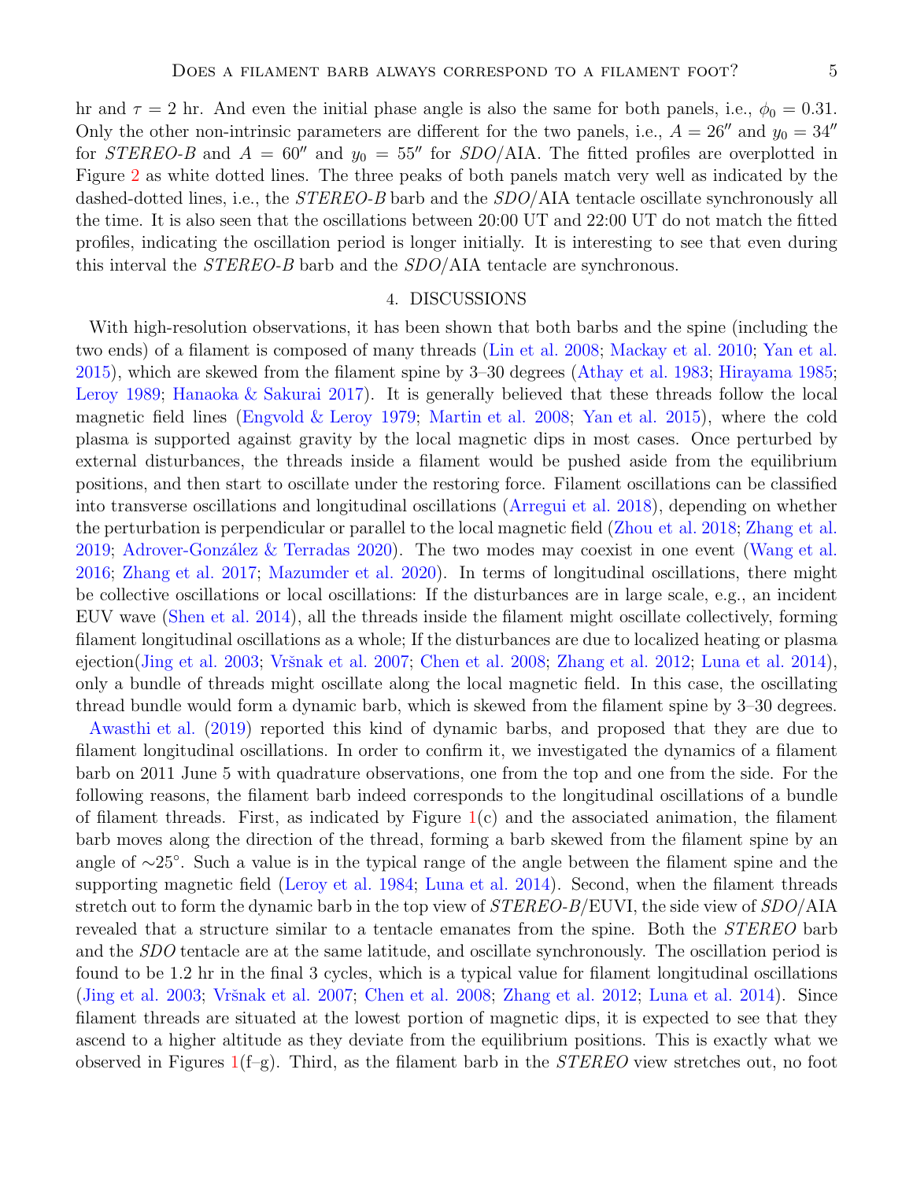hr and $\tau = 2$ hr. And even the initial phase angle is also the same for both panels, i.e., $\phi_0 = 0.31$. Only the other non-intrinsic parameters are different for the two panels, i.e., $A = 26''$ and $y_0 = 34''$ for *STEREO-B* and $A = 60''$ and $y_0 = 55''$ for *SDO*/AIA. The fitted profiles are overplotted in Figure 2 as white dotted lines. The three peaks of both panels match very well as indicated by the dashed-dotted lines, i.e., the *STEREO-B* barb and the *SDO*/AIA tentacle oscillate synchronously all the time. It is also seen that the oscillations between 20:00 UT and 22:00 UT do not match the fitted profiles, indicating the oscillation period is longer initially. It is interesting to see that even during this interval the *STEREO-B* barb and the *SDO*/AIA tentacle are synchronous.

## 4. DISCUSSIONS

With high-resolution observations, it has been shown that both barbs and the spine (including the two ends) of a filament is composed of many threads (Lin et al. 2008; Mackay et al. 2010; Yan et al. 2015), which are skewed from the filament spine by 3–30 degrees (Athay et al. 1983; Hirayama 1985; Leroy 1989; Hanaoka & Sakurai 2017). It is generally believed that these threads follow the local magnetic field lines (Engvold & Leroy 1979; Martin et al. 2008; Yan et al. 2015), where the cold plasma is supported against gravity by the local magnetic dips in most cases. Once perturbed by external disturbances, the threads inside a filament would be pushed aside from the equilibrium positions, and then start to oscillate under the restoring force. Filament oscillations can be classified into transverse oscillations and longitudinal oscillations (Arregui et al. 2018), depending on whether the perturbation is perpendicular or parallel to the local magnetic field (Zhou et al. 2018; Zhang et al. 2019; Adrover-González & Terradas 2020). The two modes may coexist in one event (Wang et al. 2016; Zhang et al. 2017; Mazumder et al. 2020). In terms of longitudinal oscillations, there might be collective oscillations or local oscillations: If the disturbances are in large scale, e.g., an incident EUV wave (Shen et al. 2014), all the threads inside the filament might oscillate collectively, forming filament longitudinal oscillations as a whole; If the disturbances are due to localized heating or plasma ejection(Jing et al. 2003; Vršnak et al. 2007; Chen et al. 2008; Zhang et al. 2012; Luna et al. 2014), only a bundle of threads might oscillate along the local magnetic field. In this case, the oscillating thread bundle would form a dynamic barb, which is skewed from the filament spine by 3–30 degrees.

Awasthi et al. (2019) reported this kind of dynamic barbs, and proposed that they are due to filament longitudinal oscillations. In order to confirm it, we investigated the dynamics of a filament barb on 2011 June 5 with quadrature observations, one from the top and one from the side. For the following reasons, the filament barb indeed corresponds to the longitudinal oscillations of a bundle of filament threads. First, as indicated by Figure 1(c) and the associated animation, the filament barb moves along the direction of the thread, forming a barb skewed from the filament spine by an angle of $\sim 25^\circ$. Such a value is in the typical range of the angle between the filament spine and the supporting magnetic field (Leroy et al. 1984; Luna et al. 2014). Second, when the filament threads stretch out to form the dynamic barb in the top view of *STEREO-B*/EUVI, the side view of *SDO*/AIA revealed that a structure similar to a tentacle emanates from the spine. Both the *STEREO* barb and the *SDO* tentacle are at the same latitude, and oscillate synchronously. The oscillation period is found to be 1.2 hr in the final 3 cycles, which is a typical value for filament longitudinal oscillations (Jing et al. 2003; Vršnak et al. 2007; Chen et al. 2008; Zhang et al. 2012; Luna et al. 2014). Since filament threads are situated at the lowest portion of magnetic dips, it is expected to see that they ascend to a higher altitude as they deviate from the equilibrium positions. This is exactly what we observed in Figures 1(f–g). Third, as the filament barb in the *STEREO* view stretches out, no foot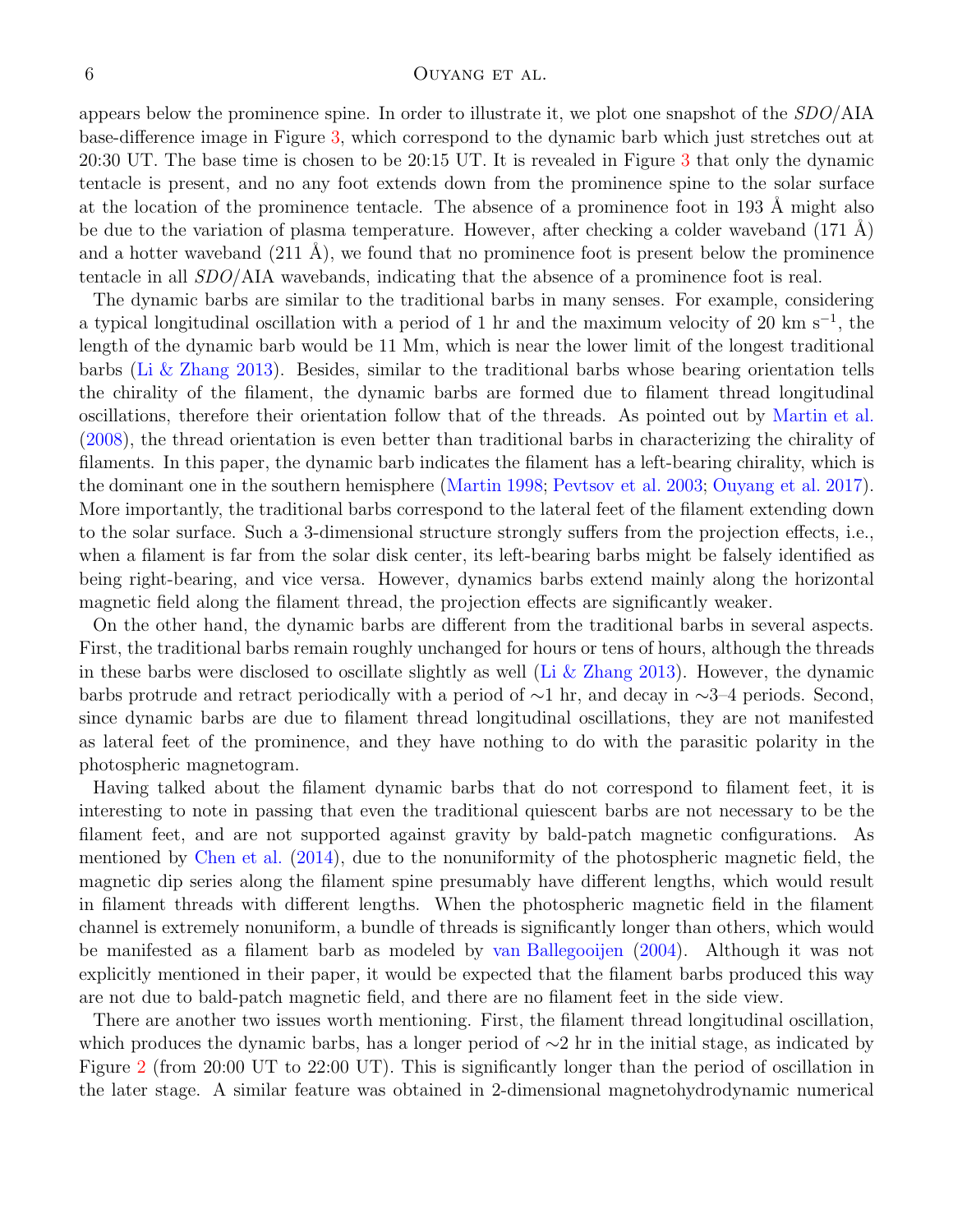appears below the prominence spine. In order to illustrate it, we plot one snapshot of the *SDO*/AIA base-difference image in Figure 3, which correspond to the dynamic barb which just stretches out at 20:30 UT. The base time is chosen to be 20:15 UT. It is revealed in Figure 3 that only the dynamic tentacle is present, and no any foot extends down from the prominence spine to the solar surface at the location of the prominence tentacle. The absence of a prominence foot in 193 Å might also be due to the variation of plasma temperature. However, after checking a colder waveband (171 Å) and a hotter waveband (211 Å), we found that no prominence foot is present below the prominence tentacle in all *SDO*/AIA wavebands, indicating that the absence of a prominence foot is real.

The dynamic barbs are similar to the traditional barbs in many senses. For example, considering a typical longitudinal oscillation with a period of 1 hr and the maximum velocity of 20 km s$^{-1}$, the length of the dynamic barb would be 11 Mm, which is near the lower limit of the longest traditional barbs (Li & Zhang 2013). Besides, similar to the traditional barbs whose bearing orientation tells the chirality of the filament, the dynamic barbs are formed due to filament thread longitudinal oscillations, therefore their orientation follow that of the threads. As pointed out by Martin et al. (2008), the thread orientation is even better than traditional barbs in characterizing the chirality of filaments. In this paper, the dynamic barb indicates the filament has a left-bearing chirality, which is the dominant one in the southern hemisphere (Martin 1998; Pevtsov et al. 2003; Ouyang et al. 2017). More importantly, the traditional barbs correspond to the lateral feet of the filament extending down to the solar surface. Such a 3-dimensional structure strongly suffers from the projection effects, i.e., when a filament is far from the solar disk center, its left-bearing barbs might be falsely identified as being right-bearing, and vice versa. However, dynamics barbs extend mainly along the horizontal magnetic field along the filament thread, the projection effects are significantly weaker.

On the other hand, the dynamic barbs are different from the traditional barbs in several aspects. First, the traditional barbs remain roughly unchanged for hours or tens of hours, although the threads in these barbs were disclosed to oscillate slightly as well (Li & Zhang 2013). However, the dynamic barbs protrude and retract periodically with a period of ∼1 hr, and decay in ∼3–4 periods. Second, since dynamic barbs are due to filament thread longitudinal oscillations, they are not manifested as lateral feet of the prominence, and they have nothing to do with the parasitic polarity in the photospheric magnetogram.

Having talked about the filament dynamic barbs that do not correspond to filament feet, it is interesting to note in passing that even the traditional quiescent barbs are not necessary to be the filament feet, and are not supported against gravity by bald-patch magnetic configurations. As mentioned by Chen et al. (2014), due to the nonuniformity of the photospheric magnetic field, the magnetic dip series along the filament spine presumably have different lengths, which would result in filament threads with different lengths. When the photospheric magnetic field in the filament channel is extremely nonuniform, a bundle of threads is significantly longer than others, which would be manifested as a filament barb as modeled by van Ballegooijen (2004). Although it was not explicitly mentioned in their paper, it would be expected that the filament barbs produced this way are not due to bald-patch magnetic field, and there are no filament feet in the side view.

There are another two issues worth mentioning. First, the filament thread longitudinal oscillation, which produces the dynamic barbs, has a longer period of ∼2 hr in the initial stage, as indicated by Figure 2 (from 20:00 UT to 22:00 UT). This is significantly longer than the period of oscillation in the later stage. A similar feature was obtained in 2-dimensional magnetohydrodynamic numerical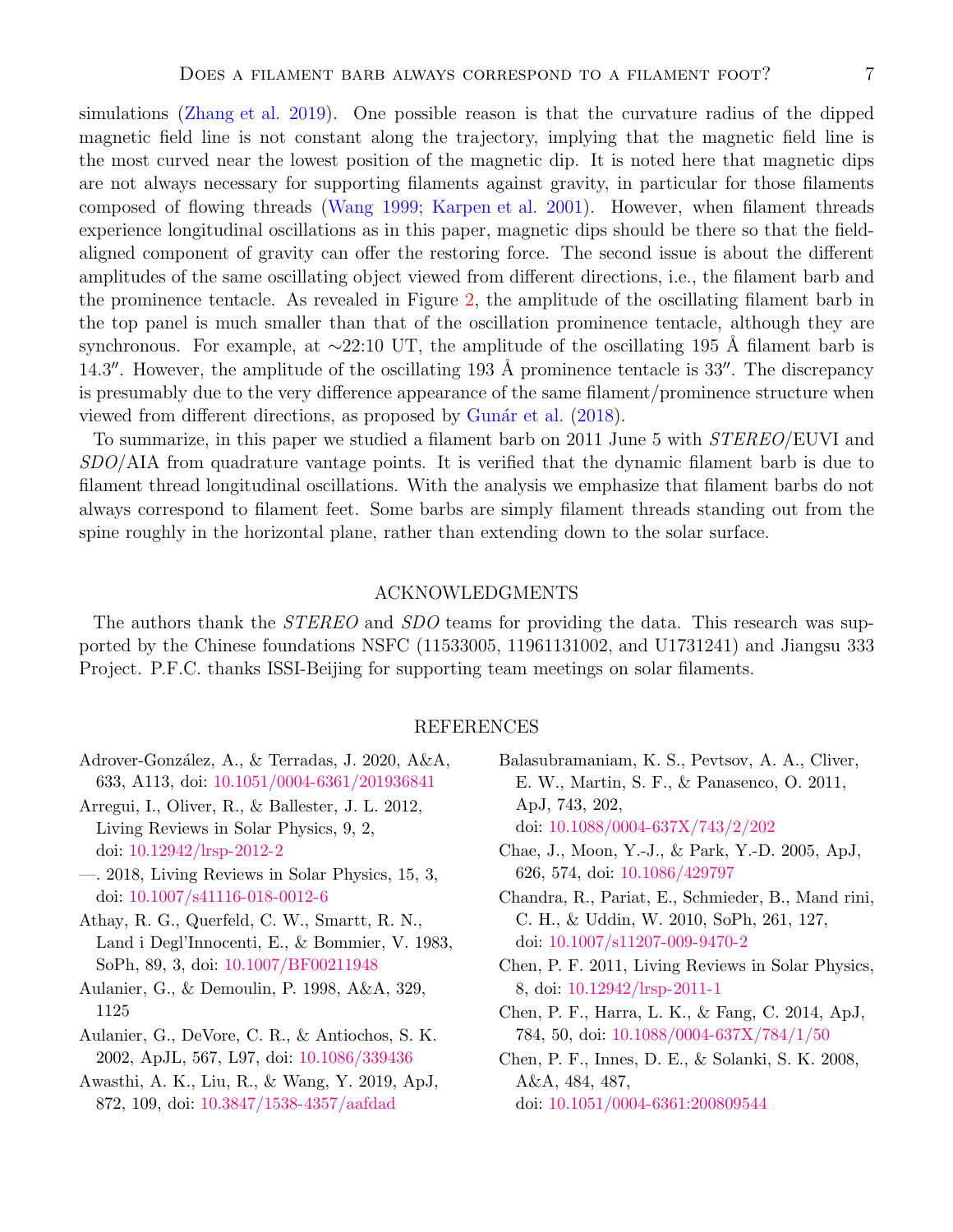simulations (Zhang et al. 2019). One possible reason is that the curvature radius of the dipped magnetic field line is not constant along the trajectory, implying that the magnetic field line is the most curved near the lowest position of the magnetic dip. It is noted here that magnetic dips are not always necessary for supporting filaments against gravity, in particular for those filaments composed of flowing threads (Wang 1999; Karpen et al. 2001). However, when filament threads experience longitudinal oscillations as in this paper, magnetic dips should be there so that the field-aligned component of gravity can offer the restoring force. The second issue is about the different amplitudes of the same oscillating object viewed from different directions, i.e., the filament barb and the prominence tentacle. As revealed in Figure 2, the amplitude of the oscillating filament barb in the top panel is much smaller than that of the oscillation prominence tentacle, although they are synchronous. For example, at ∼22:10 UT, the amplitude of the oscillating 195 Å filament barb is 14.3″. However, the amplitude of the oscillating 193 Å prominence tentacle is 33″. The discrepancy is presumably due to the very difference appearance of the same filament/prominence structure when viewed from different directions, as proposed by Gunár et al. (2018).

To summarize, in this paper we studied a filament barb on 2011 June 5 with *STEREO*/EUVI and *SDO*/AIA from quadrature vantage points. It is verified that the dynamic filament barb is due to filament thread longitudinal oscillations. With the analysis we emphasize that filament barbs do not always correspond to filament feet. Some barbs are simply filament threads standing out from the spine roughly in the horizontal plane, rather than extending down to the solar surface.

## ACKNOWLEDGMENTS

The authors thank the *STEREO* and *SDO* teams for providing the data. This research was supported by the Chinese foundations NSFC (11533005, 11961131002, and U1731241) and Jiangsu 333 Project. P.F.C. thanks ISSI-Beijing for supporting team meetings on solar filaments.

## REFERENCES

Adrover-González, A., & Terradas, J. 2020, A&A, 633, A113, doi: 10.1051/0004-6361/201936841

Arregui, I., Oliver, R., & Ballester, J. L. 2012, Living Reviews in Solar Physics, 9, 2, doi: 10.12942/lrsp-2012-2

—. 2018, Living Reviews in Solar Physics, 15, 3, doi: 10.1007/s41116-018-0012-6

Athay, R. G., Querfeld, C. W., Smartt, R. N., Land i Degl'Innocenti, E., & Bommier, V. 1983, SoPh, 89, 3, doi: 10.1007/BF00211948

Aulanier, G., & Demoulin, P. 1998, A&A, 329, 1125

Aulanier, G., DeVore, C. R., & Antiochos, S. K. 2002, ApJL, 567, L97, doi: 10.1086/339436

Awasthi, A. K., Liu, R., & Wang, Y. 2019, ApJ, 872, 109, doi: 10.3847/1538-4357/aafdad

Balasubramaniam, K. S., Pevtsov, A. A., Cliver, E. W., Martin, S. F., & Panasenco, O. 2011, ApJ, 743, 202, doi: 10.1088/0004-637X/743/2/202

Chae, J., Moon, Y.-J., & Park, Y.-D. 2005, ApJ, 626, 574, doi: 10.1086/429797

Chandra, R., Pariat, E., Schmieder, B., Mand rini, C. H., & Uddin, W. 2010, SoPh, 261, 127, doi: 10.1007/s11207-009-9470-2

Chen, P. F. 2011, Living Reviews in Solar Physics, 8, doi: 10.12942/lrsp-2011-1

Chen, P. F., Harra, L. K., & Fang, C. 2014, ApJ, 784, 50, doi: 10.1088/0004-637X/784/1/50

Chen, P. F., Innes, D. E., & Solanki, S. K. 2008, A&A, 484, 487, doi: 10.1051/0004-6361:200809544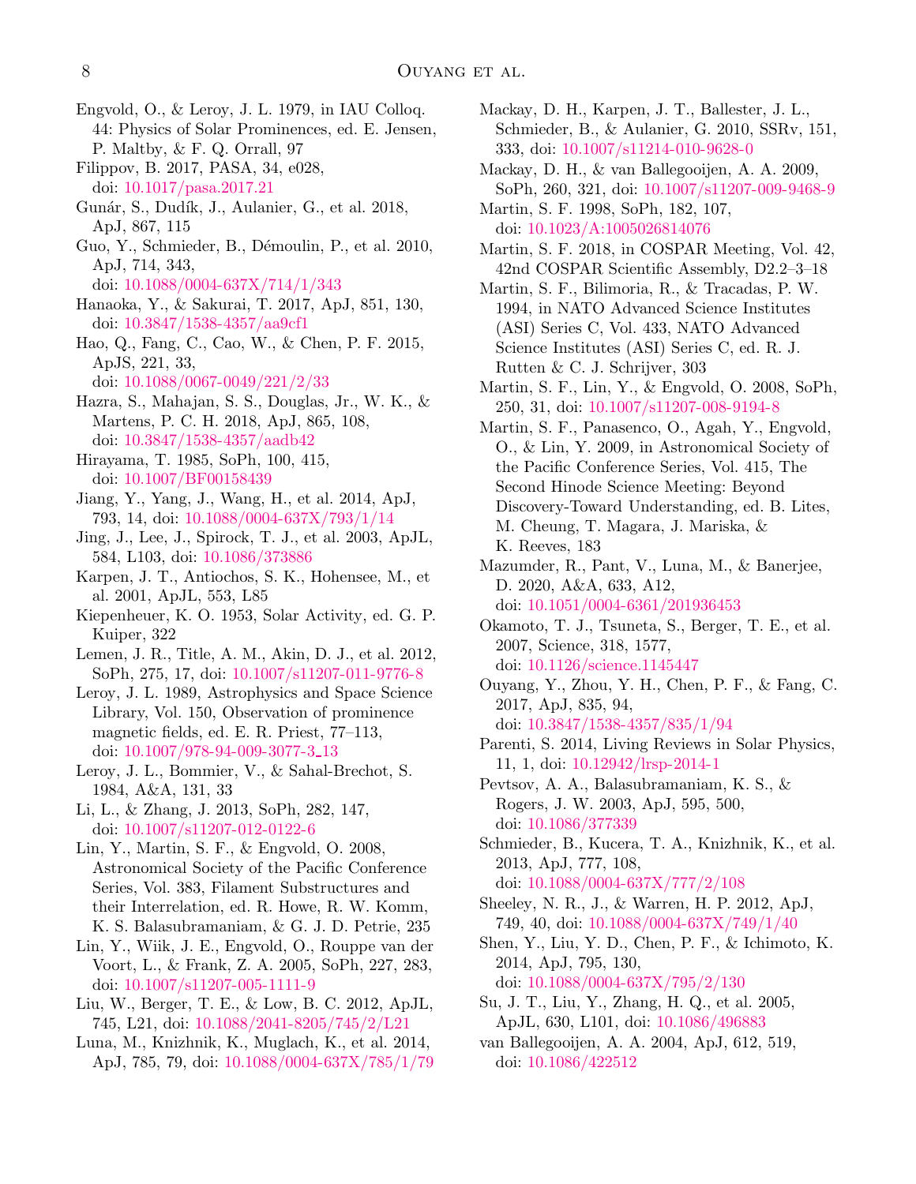Engvold, O., & Leroy, J. L. 1979, in IAU Colloq. 44: Physics of Solar Prominences, ed. E. Jensen, P. Maltby, & F. Q. Orrall, 97

Filippov, B. 2017, PASA, 34, e028, doi: 10.1017/pasa.2017.21

Gunár, S., Dudík, J., Aulanier, G., et al. 2018, ApJ, 867, 115

Guo, Y., Schmieder, B., Démoulin, P., et al. 2010, ApJ, 714, 343, doi: 10.1088/0004-637X/714/1/343

Hanaoka, Y., & Sakurai, T. 2017, ApJ, 851, 130, doi: 10.3847/1538-4357/aa9cf1

Hao, Q., Fang, C., Cao, W., & Chen, P. F. 2015, ApJS, 221, 33, doi: 10.1088/0067-0049/221/2/33

Hazra, S., Mahajan, S. S., Douglas, Jr., W. K., & Martens, P. C. H. 2018, ApJ, 865, 108, doi: 10.3847/1538-4357/aadb42

Hirayama, T. 1985, SoPh, 100, 415, doi: 10.1007/BF00158439

Jiang, Y., Yang, J., Wang, H., et al. 2014, ApJ, 793, 14, doi: 10.1088/0004-637X/793/1/14

Jing, J., Lee, J., Spirock, T. J., et al. 2003, ApJL, 584, L103, doi: 10.1086/373886

Karpen, J. T., Antiochos, S. K., Hohensee, M., et al. 2001, ApJL, 553, L85

Kiepenheuer, K. O. 1953, Solar Activity, ed. G. P. Kuiper, 322

Lemen, J. R., Title, A. M., Akin, D. J., et al. 2012, SoPh, 275, 17, doi: 10.1007/s11207-011-9776-8

Leroy, J. L. 1989, Astrophysics and Space Science Library, Vol. 150, Observation of prominence magnetic fields, ed. E. R. Priest, 77–113, doi: 10.1007/978-94-009-3077-3_13

Leroy, J. L., Bommier, V., & Sahal-Brechot, S. 1984, A&A, 131, 33

Li, L., & Zhang, J. 2013, SoPh, 282, 147, doi: 10.1007/s11207-012-0122-6

Lin, Y., Martin, S. F., & Engvold, O. 2008, Astronomical Society of the Pacific Conference Series, Vol. 383, Filament Substructures and their Interrelation, ed. R. Howe, R. W. Komm, K. S. Balasubramaniam, & G. J. D. Petrie, 235

Lin, Y., Wiik, J. E., Engvold, O., Rouppe van der Voort, L., & Frank, Z. A. 2005, SoPh, 227, 283, doi: 10.1007/s11207-005-1111-9

Liu, W., Berger, T. E., & Low, B. C. 2012, ApJL, 745, L21, doi: 10.1088/2041-8205/745/2/L21

Luna, M., Knizhnik, K., Muglach, K., et al. 2014, ApJ, 785, 79, doi: 10.1088/0004-637X/785/1/79

Mackay, D. H., Karpen, J. T., Ballester, J. L., Schmieder, B., & Aulanier, G. 2010, SSRv, 151, 333, doi: 10.1007/s11214-010-9628-0

Mackay, D. H., & van Ballegooijen, A. A. 2009, SoPh, 260, 321, doi: 10.1007/s11207-009-9468-9

Martin, S. F. 1998, SoPh, 182, 107, doi: 10.1023/A:1005026814076

Martin, S. F. 2018, in COSPAR Meeting, Vol. 42, 42nd COSPAR Scientific Assembly, D2.2–3–18

Martin, S. F., Bilimoria, R., & Tracadas, P. W. 1994, in NATO Advanced Science Institutes (ASI) Series C, Vol. 433, NATO Advanced Science Institutes (ASI) Series C, ed. R. J. Rutten & C. J. Schrijver, 303

Martin, S. F., Lin, Y., & Engvold, O. 2008, SoPh, 250, 31, doi: 10.1007/s11207-008-9194-8

Martin, S. F., Panasenco, O., Agah, Y., Engvold, O., & Lin, Y. 2009, in Astronomical Society of the Pacific Conference Series, Vol. 415, The Second Hinode Science Meeting: Beyond Discovery-Toward Understanding, ed. B. Lites, M. Cheung, T. Magara, J. Mariska, & K. Reeves, 183

Mazumder, R., Pant, V., Luna, M., & Banerjee, D. 2020, A&A, 633, A12, doi: 10.1051/0004-6361/201936453

Okamoto, T. J., Tsuneta, S., Berger, T. E., et al. 2007, Science, 318, 1577, doi: 10.1126/science.1145447

Ouyang, Y., Zhou, Y. H., Chen, P. F., & Fang, C. 2017, ApJ, 835, 94, doi: 10.3847/1538-4357/835/1/94

Parenti, S. 2014, Living Reviews in Solar Physics, 11, 1, doi: 10.12942/lrsp-2014-1

Pevtsov, A. A., Balasubramaniam, K. S., & Rogers, J. W. 2003, ApJ, 595, 500, doi: 10.1086/377339

Schmieder, B., Kucera, T. A., Knizhnik, K., et al. 2013, ApJ, 777, 108, doi: 10.1088/0004-637X/777/2/108

Sheeley, N. R., J., & Warren, H. P. 2012, ApJ, 749, 40, doi: 10.1088/0004-637X/749/1/40

Shen, Y., Liu, Y. D., Chen, P. F., & Ichimoto, K. 2014, ApJ, 795, 130, doi: 10.1088/0004-637X/795/2/130

Su, J. T., Liu, Y., Zhang, H. Q., et al. 2005, ApJL, 630, L101, doi: 10.1086/496883

van Ballegooijen, A. A. 2004, ApJ, 612, 519, doi: 10.1086/422512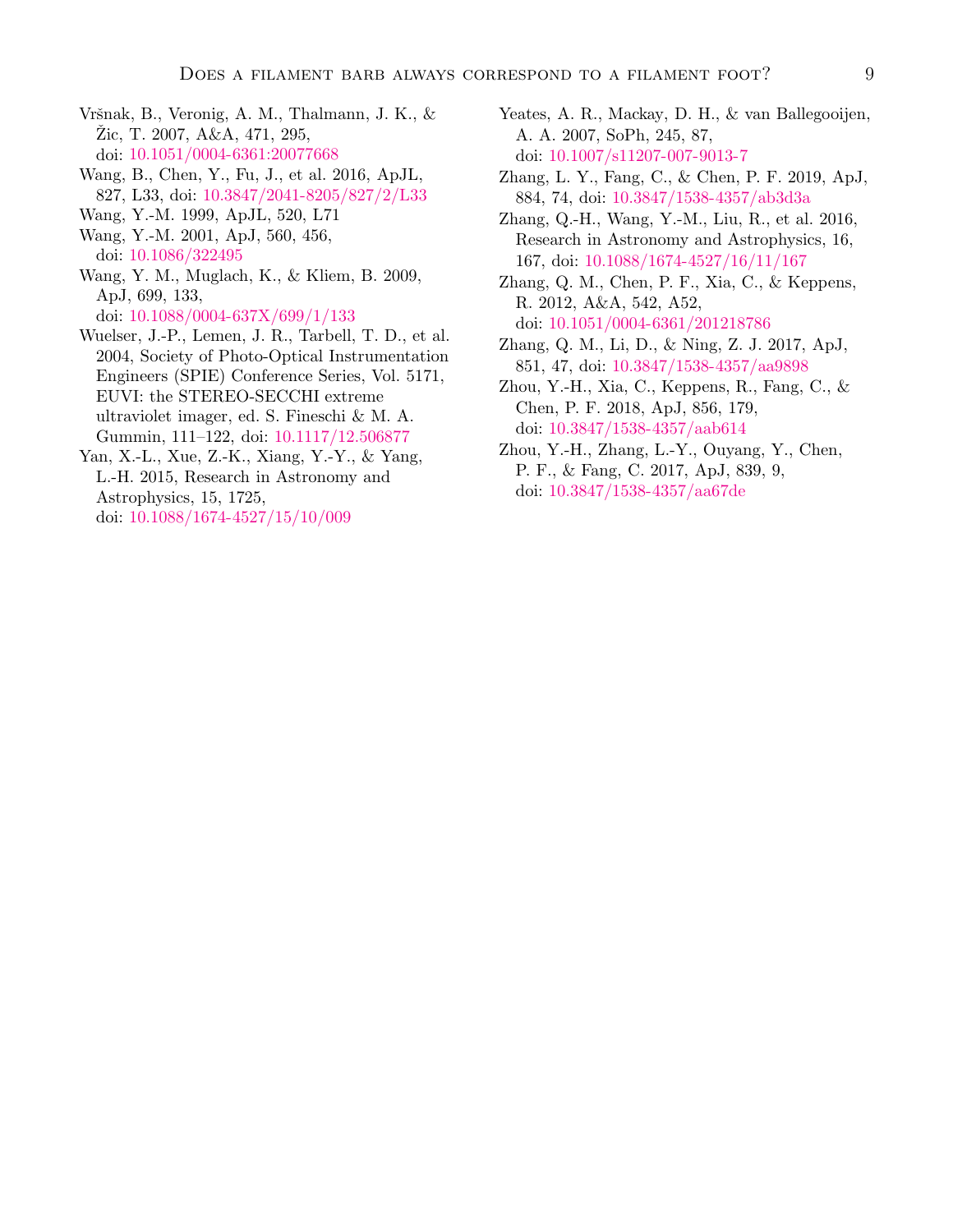Vršnak, B., Veronig, A. M., Thalmann, J. K., & Žic, T. 2007, A&A, 471, 295, doi: 10.1051/0004-6361:20077668

Wang, B., Chen, Y., Fu, J., et al. 2016, ApJL, 827, L33, doi: 10.3847/2041-8205/827/2/L33

Wang, Y.-M. 1999, ApJL, 520, L71

Wang, Y.-M. 2001, ApJ, 560, 456, doi: 10.1086/322495

Wang, Y. M., Muglach, K., & Kliem, B. 2009, ApJ, 699, 133, doi: 10.1088/0004-637X/699/1/133

Wuelser, J.-P., Lemen, J. R., Tarbell, T. D., et al. 2004, Society of Photo-Optical Instrumentation Engineers (SPIE) Conference Series, Vol. 5171, EUVI: the STEREO-SECCHI extreme ultraviolet imager, ed. S. Fineschi & M. A. Gummin, 111–122, doi: 10.1117/12.506877

Yan, X.-L., Xue, Z.-K., Xiang, Y.-Y., & Yang, L.-H. 2015, Research in Astronomy and Astrophysics, 15, 1725, doi: 10.1088/1674-4527/15/10/009

Yeates, A. R., Mackay, D. H., & van Ballegooijen, A. A. 2007, SoPh, 245, 87, doi: 10.1007/s11207-007-9013-7

Zhang, L. Y., Fang, C., & Chen, P. F. 2019, ApJ, 884, 74, doi: 10.3847/1538-4357/ab3d3a

Zhang, Q.-H., Wang, Y.-M., Liu, R., et al. 2016, Research in Astronomy and Astrophysics, 16, 167, doi: 10.1088/1674-4527/16/11/167

Zhang, Q. M., Chen, P. F., Xia, C., & Keppens, R. 2012, A&A, 542, A52, doi: 10.1051/0004-6361/201218786

Zhang, Q. M., Li, D., & Ning, Z. J. 2017, ApJ, 851, 47, doi: 10.3847/1538-4357/aa9898

Zhou, Y.-H., Xia, C., Keppens, R., Fang, C., & Chen, P. F. 2018, ApJ, 856, 179, doi: 10.3847/1538-4357/aab614

Zhou, Y.-H., Zhang, L.-Y., Ouyang, Y., Chen, P. F., & Fang, C. 2017, ApJ, 839, 9, doi: 10.3847/1538-4357/aa67de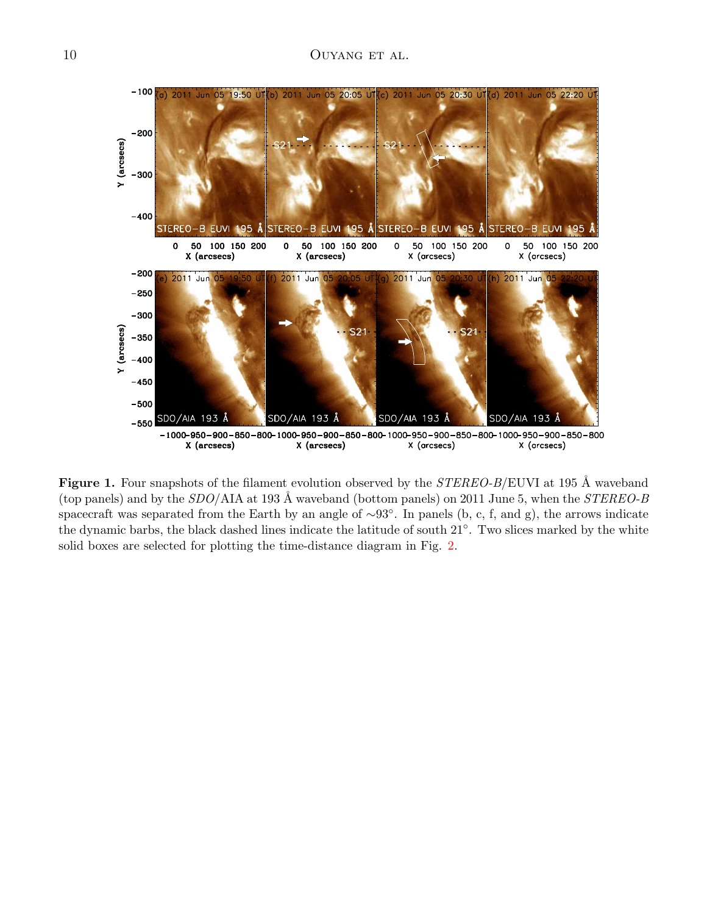**Figure 1.** Four snapshots of the filament evolution observed by the *STEREO-B*/EUVI at 195 Å waveband (top panels) and by the *SDO*/AIA at 193 Å waveband (bottom panels) on 2011 June 5, when the *STEREO-B* spacecraft was separated from the Earth by an angle of $\sim 93^{\circ}$. In panels (b, c, f, and g), the arrows indicate the dynamic barbs, the black dashed lines indicate the latitude of south $21^{\circ}$. Two slices marked by the white solid boxes are selected for plotting the time-distance diagram in Fig. 2.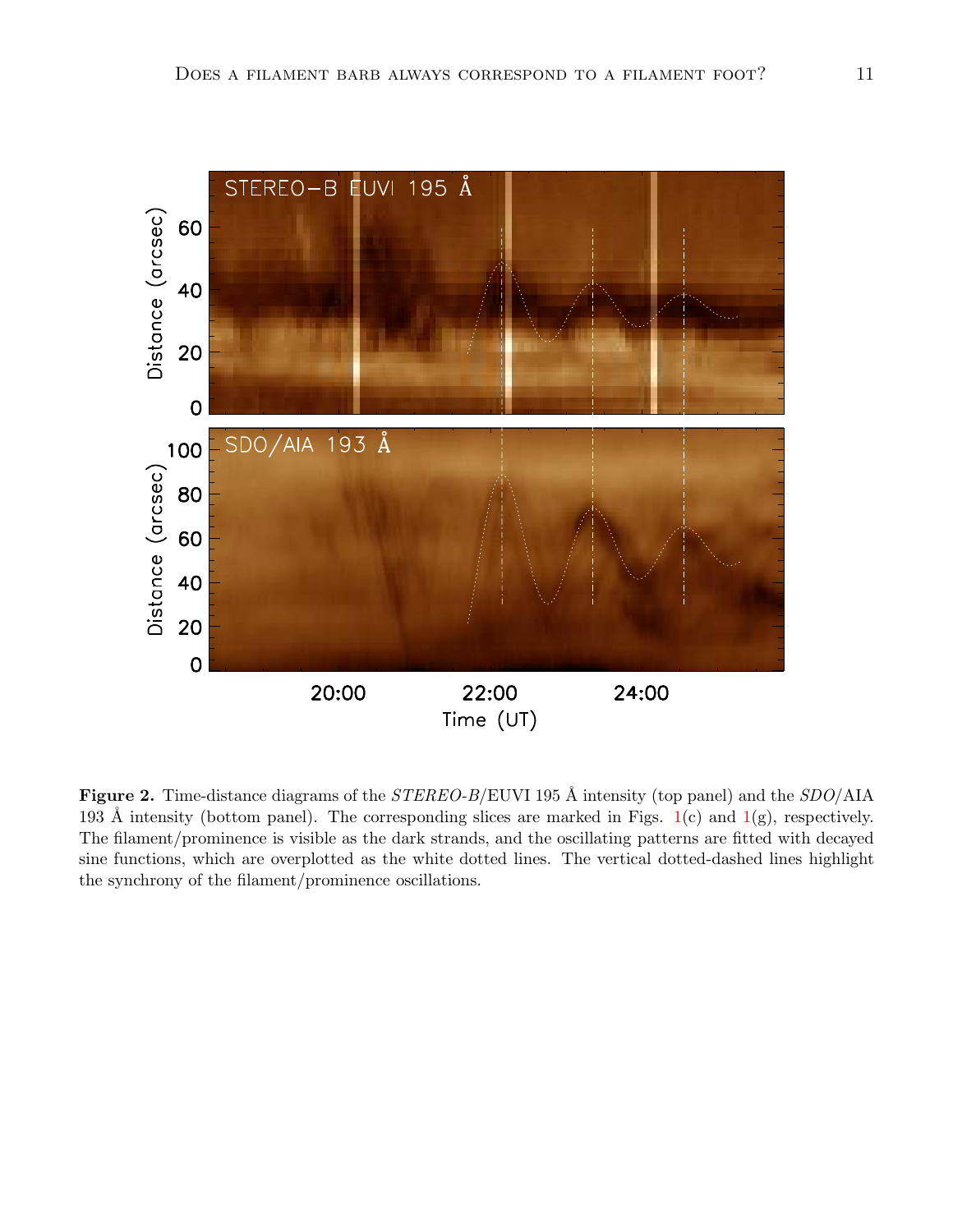**Figure 2.** Time-distance diagrams of the *STEREO-B*/EUVI 195 Å intensity (top panel) and the *SDO*/AIA 193 Å intensity (bottom panel). The corresponding slices are marked in Figs. 1(c) and 1(g), respectively. The filament/prominence is visible as the dark strands, and the oscillating patterns are fitted with decayed sine functions, which are overplotted as the white dotted lines. The vertical dotted-dashed lines highlight the synchrony of the filament/prominence oscillations.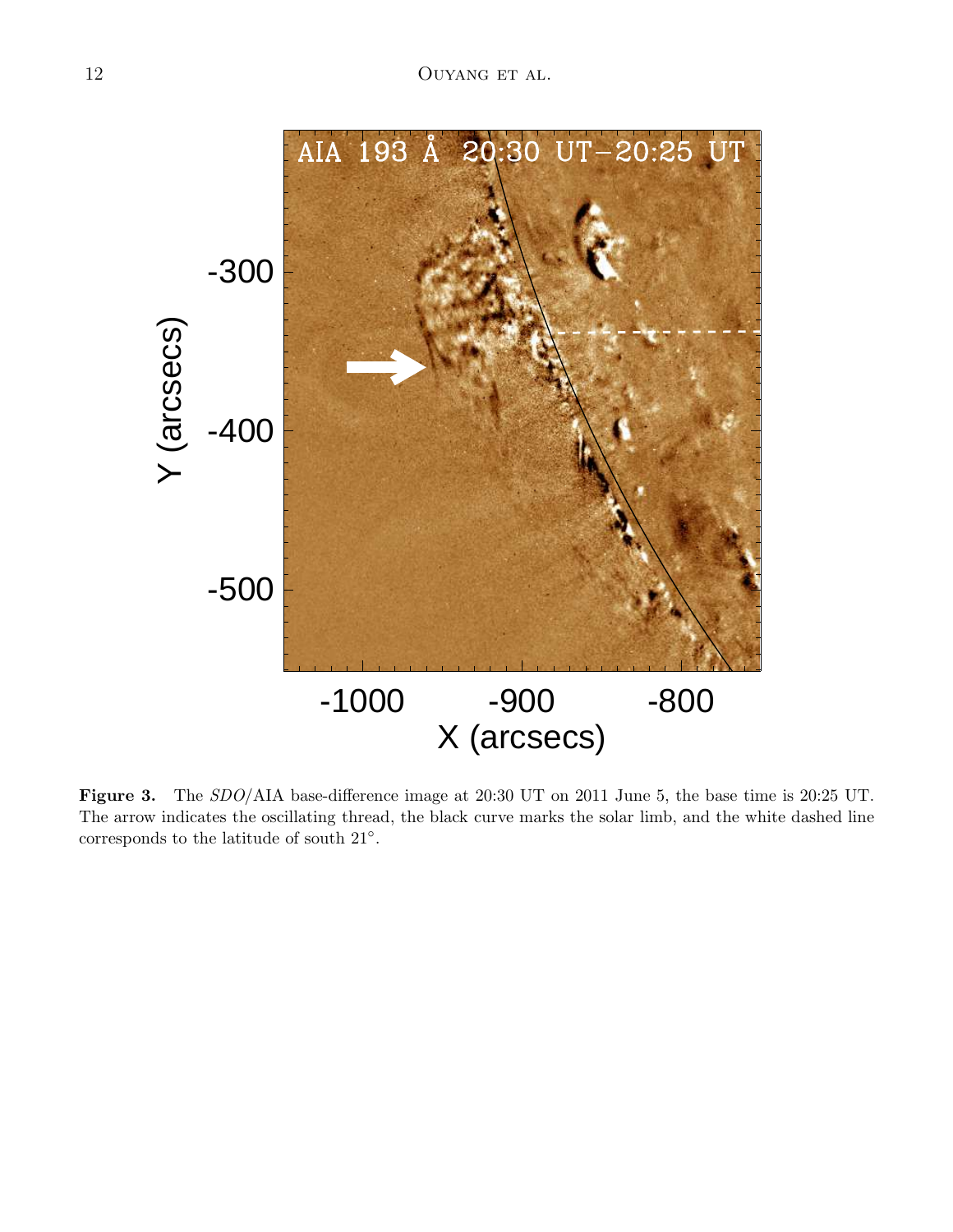**Figure 3.** The *SDO*/AIA base-difference image at 20:30 UT on 2011 June 5, the base time is 20:25 UT. The arrow indicates the oscillating thread, the black curve marks the solar limb, and the white dashed line corresponds to the latitude of south 21°.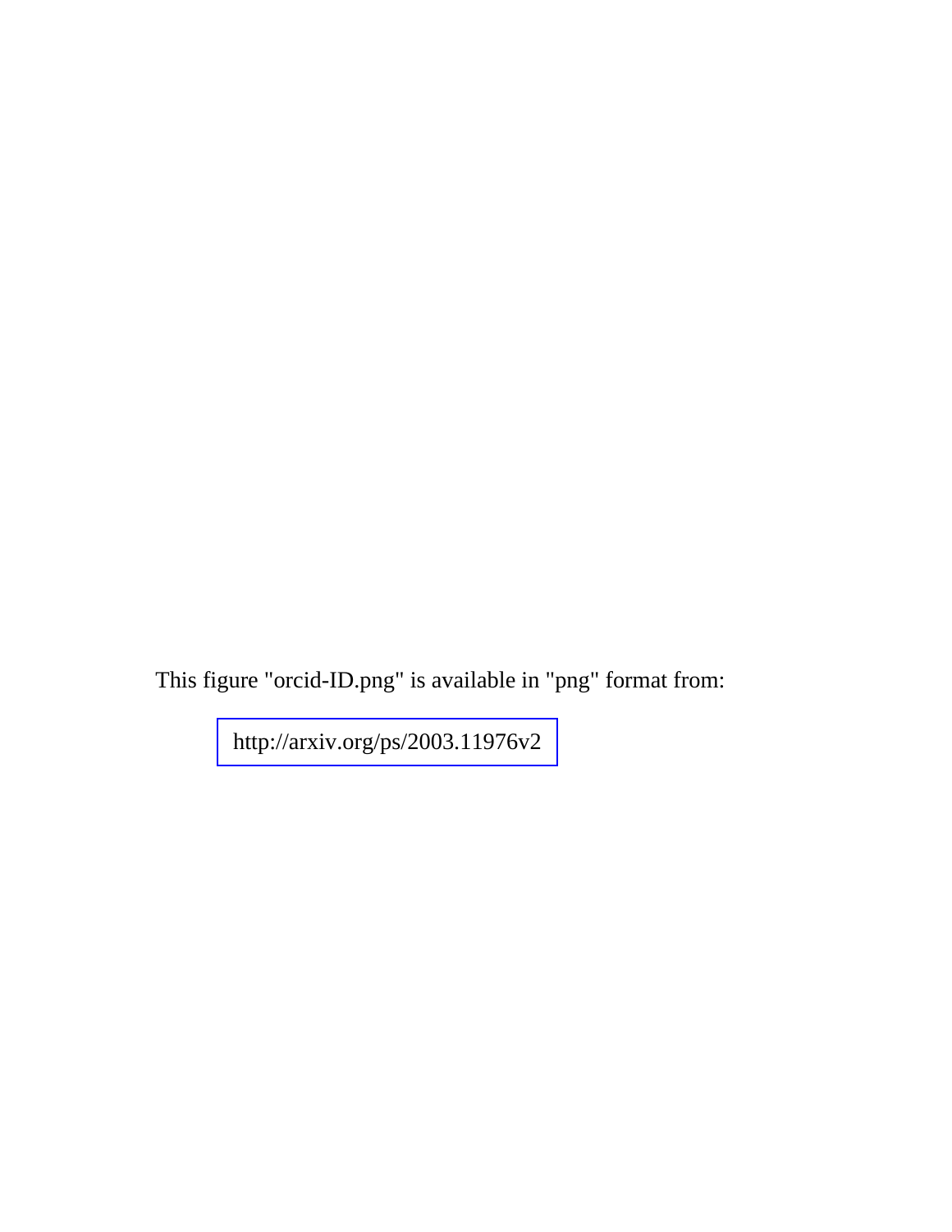This figure "orcid-ID.png" is available in "png" format from:

http://arxiv.org/ps/2003.11976v2